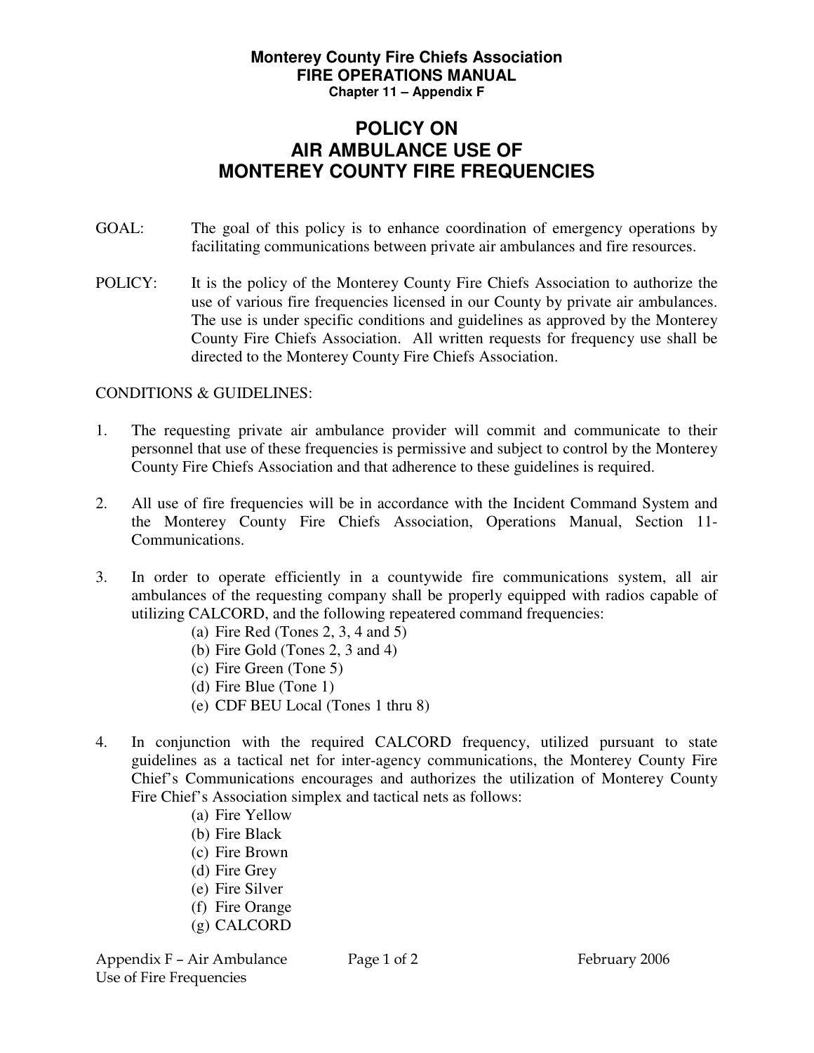**Monterey County Fire Chiefs Association**
**FIRE OPERATIONS MANUAL**
**Chapter 11 – Appendix F**

# POLICY ON AIR AMBULANCE USE OF MONTEREY COUNTY FIRE FREQUENCIES

GOAL: The goal of this policy is to enhance coordination of emergency operations by facilitating communications between private air ambulances and fire resources.

POLICY: It is the policy of the Monterey County Fire Chiefs Association to authorize the use of various fire frequencies licensed in our County by private air ambulances. The use is under specific conditions and guidelines as approved by the Monterey County Fire Chiefs Association. All written requests for frequency use shall be directed to the Monterey County Fire Chiefs Association.

CONDITIONS & GUIDELINES:

1. The requesting private air ambulance provider will commit and communicate to their personnel that use of these frequencies is permissive and subject to control by the Monterey County Fire Chiefs Association and that adherence to these guidelines is required.

2. All use of fire frequencies will be in accordance with the Incident Command System and the Monterey County Fire Chiefs Association, Operations Manual, Section 11-Communications.

3. In order to operate efficiently in a countywide fire communications system, all air ambulances of the requesting company shall be properly equipped with radios capable of utilizing CALCORD, and the following repeatered command frequencies:
   (a) Fire Red (Tones 2, 3, 4 and 5)
   (b) Fire Gold (Tones 2, 3 and 4)
   (c) Fire Green (Tone 5)
   (d) Fire Blue (Tone 1)
   (e) CDF BEU Local (Tones 1 thru 8)

4. In conjunction with the required CALCORD frequency, utilized pursuant to state guidelines as a tactical net for inter-agency communications, the Monterey County Fire Chief's Communications encourages and authorizes the utilization of Monterey County Fire Chief's Association simplex and tactical nets as follows:
   (a) Fire Yellow
   (b) Fire Black
   (c) Fire Brown
   (d) Fire Grey
   (e) Fire Silver
   (f) Fire Orange
   (g) CALCORD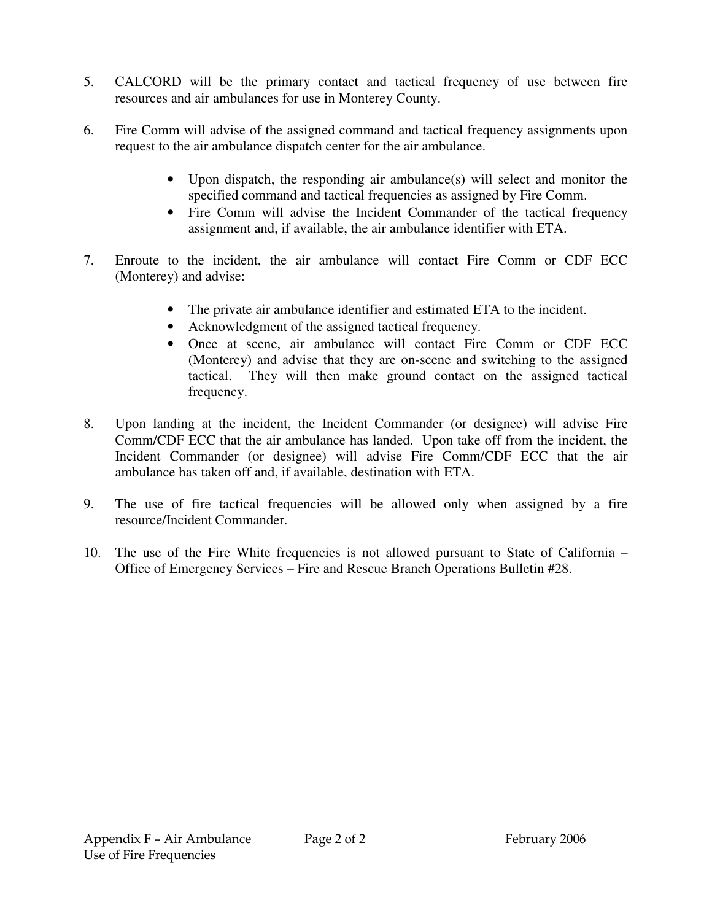5. CALCORD will be the primary contact and tactical frequency of use between fire resources and air ambulances for use in Monterey County.

6. Fire Comm will advise of the assigned command and tactical frequency assignments upon request to the air ambulance dispatch center for the air ambulance.

   - Upon dispatch, the responding air ambulance(s) will select and monitor the specified command and tactical frequencies as assigned by Fire Comm.
   - Fire Comm will advise the Incident Commander of the tactical frequency assignment and, if available, the air ambulance identifier with ETA.

7. Enroute to the incident, the air ambulance will contact Fire Comm or CDF ECC (Monterey) and advise:

   - The private air ambulance identifier and estimated ETA to the incident.
   - Acknowledgment of the assigned tactical frequency.
   - Once at scene, air ambulance will contact Fire Comm or CDF ECC (Monterey) and advise that they are on-scene and switching to the assigned tactical. They will then make ground contact on the assigned tactical frequency.

8. Upon landing at the incident, the Incident Commander (or designee) will advise Fire Comm/CDF ECC that the air ambulance has landed. Upon take off from the incident, the Incident Commander (or designee) will advise Fire Comm/CDF ECC that the air ambulance has taken off and, if available, destination with ETA.

9. The use of fire tactical frequencies will be allowed only when assigned by a fire resource/Incident Commander.

10. The use of the Fire White frequencies is not allowed pursuant to State of California – Office of Emergency Services – Fire and Rescue Branch Operations Bulletin #28.